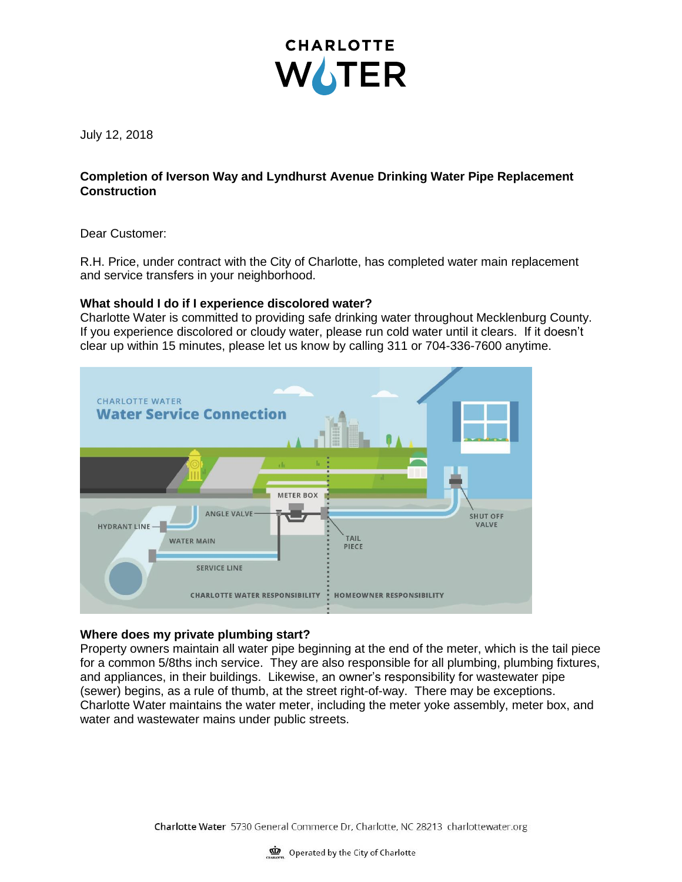# CHARLOTTE WATER

July 12, 2018

**Completion of Iverson Way and Lyndhurst Avenue Drinking Water Pipe Replacement Construction**

Dear Customer:

R.H. Price, under contract with the City of Charlotte, has completed water main replacement and service transfers in your neighborhood.

**What should I do if I experience discolored water?**
Charlotte Water is committed to providing safe drinking water throughout Mecklenburg County. If you experience discolored or cloudy water, please run cold water until it clears. If it doesn't clear up within 15 minutes, please let us know by calling 311 or 704-336-7600 anytime.

**Where does my private plumbing start?**
Property owners maintain all water pipe beginning at the end of the meter, which is the tail piece for a common 5/8ths inch service. They are also responsible for all plumbing, plumbing fixtures, and appliances, in their buildings. Likewise, an owner's responsibility for wastewater pipe (sewer) begins, as a rule of thumb, at the street right-of-way. There may be exceptions. Charlotte Water maintains the water meter, including the meter yoke assembly, meter box, and water and wastewater mains under public streets.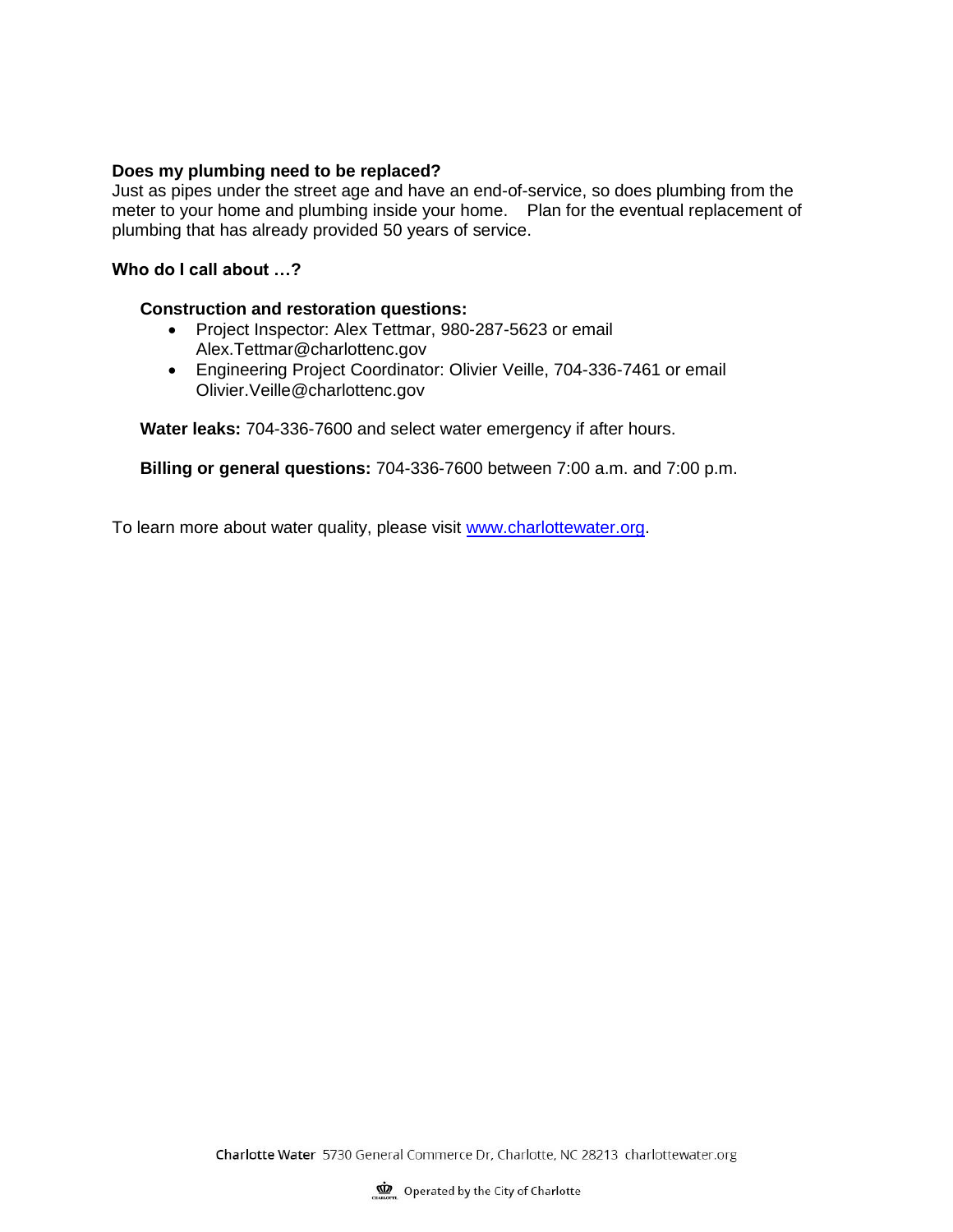**Does my plumbing need to be replaced?**

Just as pipes under the street age and have an end-of-service, so does plumbing from the meter to your home and plumbing inside your home. Plan for the eventual replacement of plumbing that has already provided 50 years of service.

**Who do I call about …?**

**Construction and restoration questions:**

- Project Inspector: Alex Tettmar, 980-287-5623 or email Alex.Tettmar@charlottenc.gov
- Engineering Project Coordinator: Olivier Veille, 704-336-7461 or email Olivier.Veille@charlottenc.gov

**Water leaks:** 704-336-7600 and select water emergency if after hours.

**Billing or general questions:** 704-336-7600 between 7:00 a.m. and 7:00 p.m.

To learn more about water quality, please visit [www.charlottewater.org](http://www.charlottewater.org).

**Charlotte Water** 5730 General Commerce Dr, Charlotte, NC 28213 charlottewater.org

Operated by the City of Charlotte